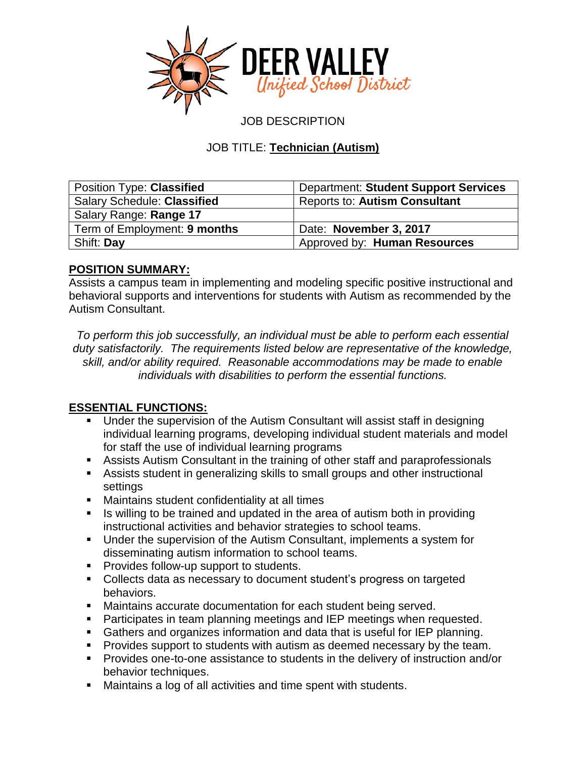DEER VALLEY
Unified School District

JOB DESCRIPTION

JOB TITLE: **Technician (Autism)**

| Position Type: **Classified** | Department: **Student Support Services** |
|---|---|
| Salary Schedule: **Classified** | Reports to: **Autism Consultant** |
| Salary Range: **Range 17** | |
| Term of Employment: **9 months** | Date: **November 3, 2017** |
| Shift: **Day** | Approved by: **Human Resources** |

## POSITION SUMMARY:

Assists a campus team in implementing and modeling specific positive instructional and behavioral supports and interventions for students with Autism as recommended by the Autism Consultant.

*To perform this job successfully, an individual must be able to perform each essential duty satisfactorily. The requirements listed below are representative of the knowledge, skill, and/or ability required. Reasonable accommodations may be made to enable individuals with disabilities to perform the essential functions.*

## ESSENTIAL FUNCTIONS:

- Under the supervision of the Autism Consultant will assist staff in designing individual learning programs, developing individual student materials and model for staff the use of individual learning programs
- Assists Autism Consultant in the training of other staff and paraprofessionals
- Assists student in generalizing skills to small groups and other instructional settings
- Maintains student confidentiality at all times
- Is willing to be trained and updated in the area of autism both in providing instructional activities and behavior strategies to school teams.
- Under the supervision of the Autism Consultant, implements a system for disseminating autism information to school teams.
- Provides follow-up support to students.
- Collects data as necessary to document student's progress on targeted behaviors.
- Maintains accurate documentation for each student being served.
- Participates in team planning meetings and IEP meetings when requested.
- Gathers and organizes information and data that is useful for IEP planning.
- Provides support to students with autism as deemed necessary by the team.
- Provides one-to-one assistance to students in the delivery of instruction and/or behavior techniques.
- Maintains a log of all activities and time spent with students.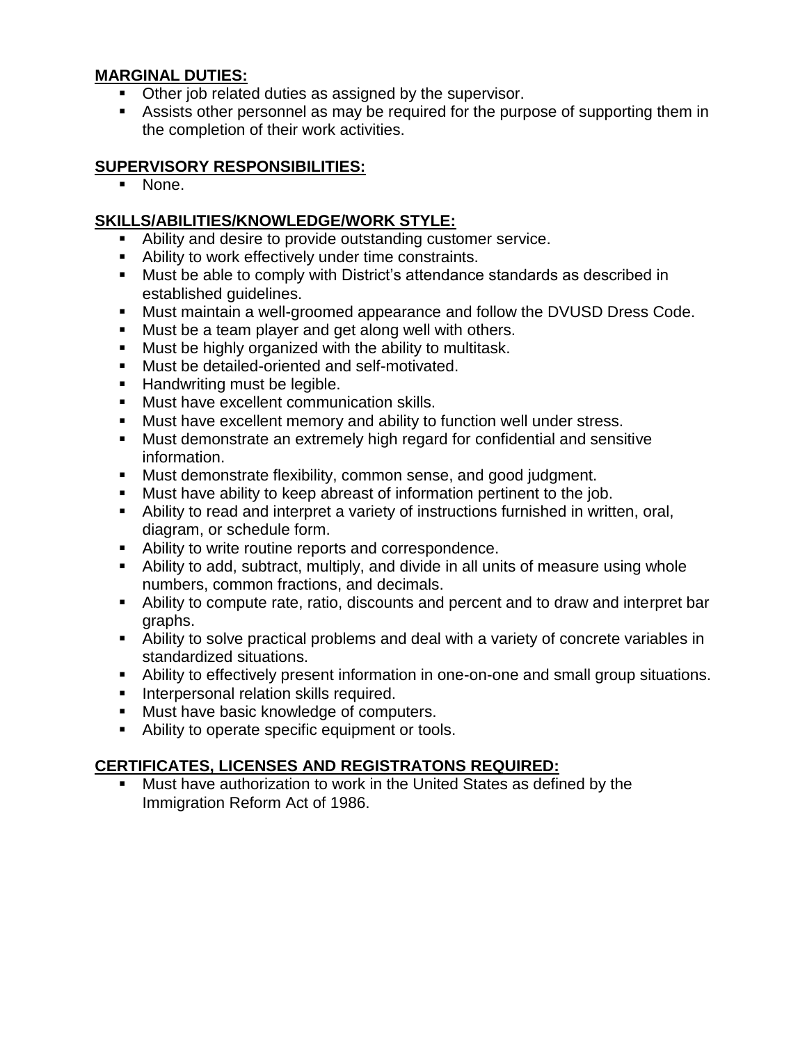**MARGINAL DUTIES:**

- Other job related duties as assigned by the supervisor.
- Assists other personnel as may be required for the purpose of supporting them in the completion of their work activities.

**SUPERVISORY RESPONSIBILITIES:**

- None.

**SKILLS/ABILITIES/KNOWLEDGE/WORK STYLE:**

- Ability and desire to provide outstanding customer service.
- Ability to work effectively under time constraints.
- Must be able to comply with District's attendance standards as described in established guidelines.
- Must maintain a well-groomed appearance and follow the DVUSD Dress Code.
- Must be a team player and get along well with others.
- Must be highly organized with the ability to multitask.
- Must be detailed-oriented and self-motivated.
- Handwriting must be legible.
- Must have excellent communication skills.
- Must have excellent memory and ability to function well under stress.
- Must demonstrate an extremely high regard for confidential and sensitive information.
- Must demonstrate flexibility, common sense, and good judgment.
- Must have ability to keep abreast of information pertinent to the job.
- Ability to read and interpret a variety of instructions furnished in written, oral, diagram, or schedule form.
- Ability to write routine reports and correspondence.
- Ability to add, subtract, multiply, and divide in all units of measure using whole numbers, common fractions, and decimals.
- Ability to compute rate, ratio, discounts and percent and to draw and interpret bar graphs.
- Ability to solve practical problems and deal with a variety of concrete variables in standardized situations.
- Ability to effectively present information in one-on-one and small group situations.
- Interpersonal relation skills required.
- Must have basic knowledge of computers.
- Ability to operate specific equipment or tools.

**CERTIFICATES, LICENSES AND REGISTRATONS REQUIRED:**

- Must have authorization to work in the United States as defined by the Immigration Reform Act of 1986.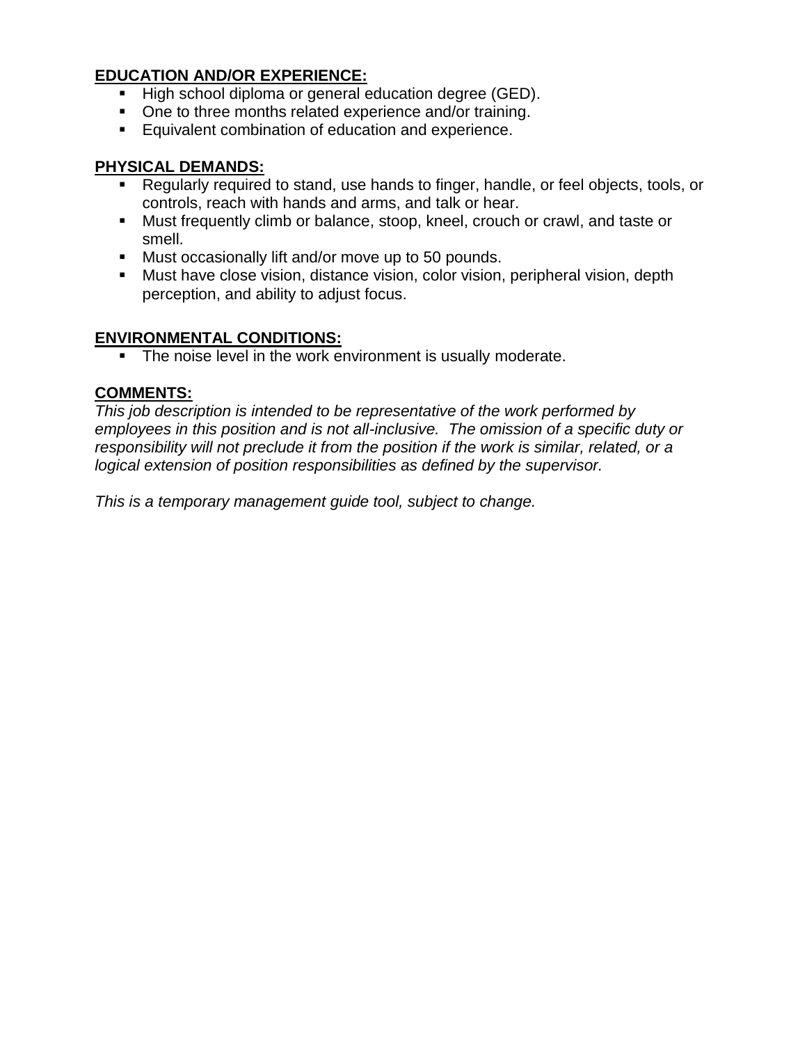**EDUCATION AND/OR EXPERIENCE:**

- High school diploma or general education degree (GED).
- One to three months related experience and/or training.
- Equivalent combination of education and experience.

**PHYSICAL DEMANDS:**

- Regularly required to stand, use hands to finger, handle, or feel objects, tools, or controls, reach with hands and arms, and talk or hear.
- Must frequently climb or balance, stoop, kneel, crouch or crawl, and taste or smell.
- Must occasionally lift and/or move up to 50 pounds.
- Must have close vision, distance vision, color vision, peripheral vision, depth perception, and ability to adjust focus.

**ENVIRONMENTAL CONDITIONS:**

- The noise level in the work environment is usually moderate.

**COMMENTS:**

*This job description is intended to be representative of the work performed by employees in this position and is not all-inclusive. The omission of a specific duty or responsibility will not preclude it from the position if the work is similar, related, or a logical extension of position responsibilities as defined by the supervisor.*

*This is a temporary management guide tool, subject to change.*